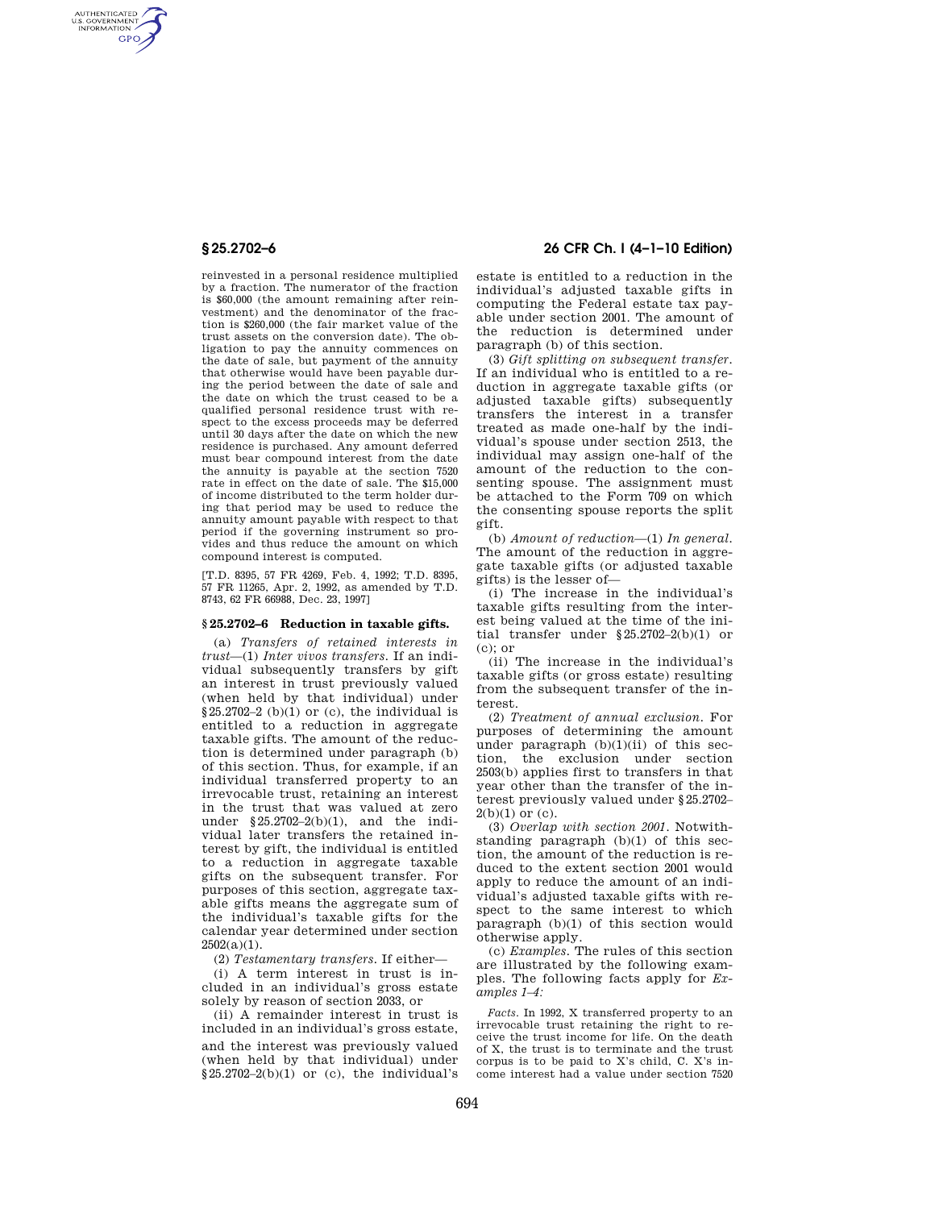reinvested in a personal residence multiplied by a fraction. The numerator of the fraction is $60,000 (the amount remaining after reinvestment) and the denominator of the fraction is $260,000 (the fair market value of the trust assets on the conversion date). The obligation to pay the annuity commences on the date of sale, but payment of the annuity that otherwise would have been payable during the period between the date of sale and the date on which the trust ceased to be a qualified personal residence trust with respect to the excess proceeds may be deferred until 30 days after the date on which the new residence is purchased. Any amount deferred must bear compound interest from the date the annuity is payable at the section 7520 rate in effect on the date of sale. The $15,000 of income distributed to the term holder during that period may be used to reduce the annuity amount payable with respect to that period if the governing instrument so provides and thus reduce the amount on which compound interest is computed.

[T.D. 8395, 57 FR 4269, Feb. 4, 1992; T.D. 8395, 57 FR 11265, Apr. 2, 1992, as amended by T.D. 8743, 62 FR 66988, Dec. 23, 1997]

## § 25.2702–6 Reduction in taxable gifts.

(a) *Transfers of retained interests in trust*—(1) *Inter vivos transfers.* If an individual subsequently transfers by gift an interest in trust previously valued (when held by that individual) under §25.2702–2 (b)(1) or (c), the individual is entitled to a reduction in aggregate taxable gifts. The amount of the reduction is determined under paragraph (b) of this section. Thus, for example, if an individual transferred property to an irrevocable trust, retaining an interest in the trust that was valued at zero under §25.2702–2(b)(1), and the individual later transfers the retained interest by gift, the individual is entitled to a reduction in aggregate taxable gifts on the subsequent transfer. For purposes of this section, aggregate taxable gifts means the aggregate sum of the individual's taxable gifts for the calendar year determined under section 2502(a)(1).

(2) *Testamentary transfers.* If either—

(i) A term interest in trust is included in an individual's gross estate solely by reason of section 2033, or

(ii) A remainder interest in trust is included in an individual's gross estate, and the interest was previously valued (when held by that individual) under §25.2702–2(b)(1) or (c), the individual's estate is entitled to a reduction in the individual's adjusted taxable gifts in computing the Federal estate tax payable under section 2001. The amount of the reduction is determined under paragraph (b) of this section.

(3) *Gift splitting on subsequent transfer.* If an individual who is entitled to a reduction in aggregate taxable gifts (or adjusted taxable gifts) subsequently transfers the interest in a transfer treated as made one-half by the individual's spouse under section 2513, the individual may assign one-half of the amount of the reduction to the consenting spouse. The assignment must be attached to the Form 709 on which the consenting spouse reports the split gift.

(b) *Amount of reduction*—(1) *In general.* The amount of the reduction in aggregate taxable gifts (or adjusted taxable gifts) is the lesser of—

(i) The increase in the individual's taxable gifts resulting from the interest being valued at the time of the initial transfer under §25.2702–2(b)(1) or (c); or

(ii) The increase in the individual's taxable gifts (or gross estate) resulting from the subsequent transfer of the interest.

(2) *Treatment of annual exclusion.* For purposes of determining the amount under paragraph (b)(1)(ii) of this section, the exclusion under section 2503(b) applies first to transfers in that year other than the transfer of the interest previously valued under §25.2702–2(b)(1) or (c).

(3) *Overlap with section 2001.* Notwithstanding paragraph (b)(1) of this section, the amount of the reduction is reduced to the extent section 2001 would apply to reduce the amount of an individual's adjusted taxable gifts with respect to the same interest to which paragraph (b)(1) of this section would otherwise apply.

(c) *Examples.* The rules of this section are illustrated by the following examples. The following facts apply for *Examples 1–4:*

*Facts.* In 1992, X transferred property to an irrevocable trust retaining the right to receive the trust income for life. On the death of X, the trust is to terminate and the trust corpus is to be paid to X's child, C. X's income interest had a value under section 7520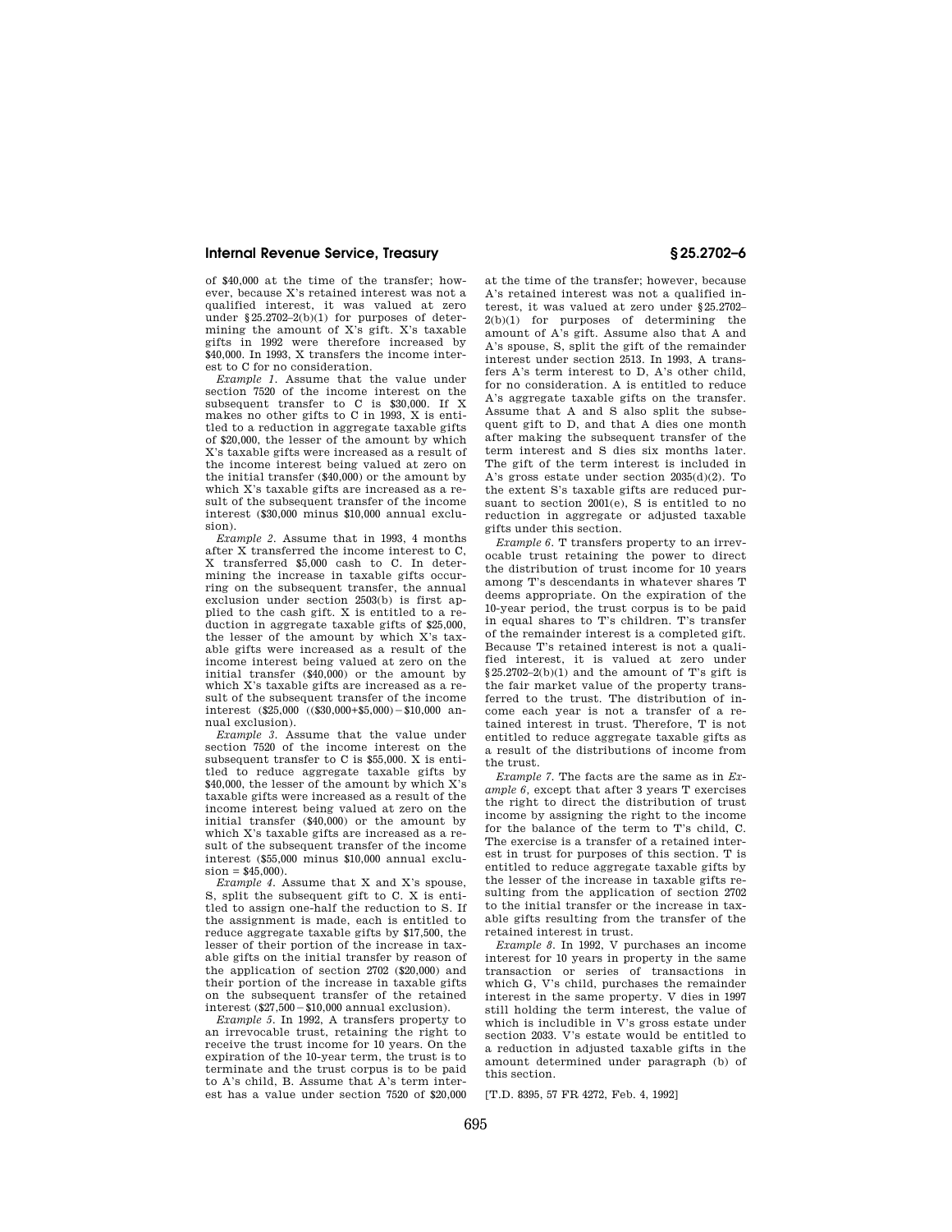of $40,000 at the time of the transfer; however, because X's retained interest was not a qualified interest, it was valued at zero under §25.2702–2(b)(1) for purposes of determining the amount of X's gift. X's taxable gifts in 1992 were therefore increased by $40,000. In 1993, X transfers the income interest to C for no consideration.

*Example 1.* Assume that the value under section 7520 of the income interest on the subsequent transfer to C is $30,000. If X makes no other gifts to C in 1993, X is entitled to a reduction in aggregate taxable gifts of $20,000, the lesser of the amount by which X's taxable gifts were increased as a result of the income interest being valued at zero on the initial transfer ($40,000) or the amount by which X's taxable gifts are increased as a result of the subsequent transfer of the income interest ($30,000 minus $10,000 annual exclusion).

*Example 2.* Assume that in 1993, 4 months after X transferred the income interest to C, X transferred $5,000 cash to C. In determining the increase in taxable gifts occurring on the subsequent transfer, the annual exclusion under section 2503(b) is first applied to the cash gift. X is entitled to a reduction in aggregate taxable gifts of $25,000, the lesser of the amount by which X's taxable gifts were increased as a result of the income interest being valued at zero on the initial transfer ($40,000) or the amount by which X's taxable gifts are increased as a result of the subsequent transfer of the income interest ($25,000 (($30,000+$5,000)−$10,000 annual exclusion).

*Example 3.* Assume that the value under section 7520 of the income interest on the subsequent transfer to C is $55,000. X is entitled to reduce aggregate taxable gifts by $40,000, the lesser of the amount by which X's taxable gifts were increased as a result of the income interest being valued at zero on the initial transfer ($40,000) or the amount by which X's taxable gifts are increased as a result of the subsequent transfer of the income interest ($55,000 minus $10,000 annual exclusion = $45,000).

*Example 4.* Assume that X and X's spouse, S, split the subsequent gift to C. X is entitled to assign one-half the reduction to S. If the assignment is made, each is entitled to reduce aggregate taxable gifts by $17,500, the lesser of their portion of the increase in taxable gifts on the initial transfer by reason of the application of section 2702 ($20,000) and their portion of the increase in taxable gifts on the subsequent transfer of the retained interest ($27,500−$10,000 annual exclusion).

*Example 5.* In 1992, A transfers property to an irrevocable trust, retaining the right to receive the trust income for 10 years. On the expiration of the 10-year term, the trust is to terminate and the trust corpus is to be paid to A's child, B. Assume that A's term interest has a value under section 7520 of $20,000 at the time of the transfer; however, because A's retained interest was not a qualified interest, it was valued at zero under §25.2702–2(b)(1) for purposes of determining the amount of A's gift. Assume also that A and A's spouse, S, split the gift of the remainder interest under section 2513. In 1993, A transfers A's term interest to D, A's other child, for no consideration. A is entitled to reduce A's aggregate taxable gifts on the transfer. Assume that A and S also split the subsequent gift to D, and that A dies one month after making the subsequent transfer of the term interest and S dies six months later. The gift of the term interest is included in A's gross estate under section 2035(d)(2). To the extent S's taxable gifts are reduced pursuant to section 2001(e), S is entitled to no reduction in aggregate or adjusted taxable gifts under this section.

*Example 6.* T transfers property to an irrevocable trust retaining the power to direct the distribution of trust income for 10 years among T's descendants in whatever shares T deems appropriate. On the expiration of the 10-year period, the trust corpus is to be paid in equal shares to T's children. T's transfer of the remainder interest is a completed gift. Because T's retained interest is not a qualified interest, it is valued at zero under §25.2702–2(b)(1) and the amount of T's gift is the fair market value of the property transferred to the trust. The distribution of income each year is not a transfer of a retained interest in trust. Therefore, T is not entitled to reduce aggregate taxable gifts as a result of the distributions of income from the trust.

*Example 7.* The facts are the same as in *Example 6*, except that after 3 years T exercises the right to direct the distribution of trust income by assigning the right to the income for the balance of the term to T's child, C. The exercise is a transfer of a retained interest in trust for purposes of this section. T is entitled to reduce aggregate taxable gifts by the lesser of the increase in taxable gifts resulting from the application of section 2702 to the initial transfer or the increase in taxable gifts resulting from the transfer of the retained interest in trust.

*Example 8.* In 1992, V purchases an income interest for 10 years in property in the same transaction or series of transactions in which G, V's child, purchases the remainder interest in the same property. V dies in 1997 still holding the term interest, the value of which is includible in V's gross estate under section 2033. V's estate would be entitled to a reduction in adjusted taxable gifts in the amount determined under paragraph (b) of this section.

[T.D. 8395, 57 FR 4272, Feb. 4, 1992]